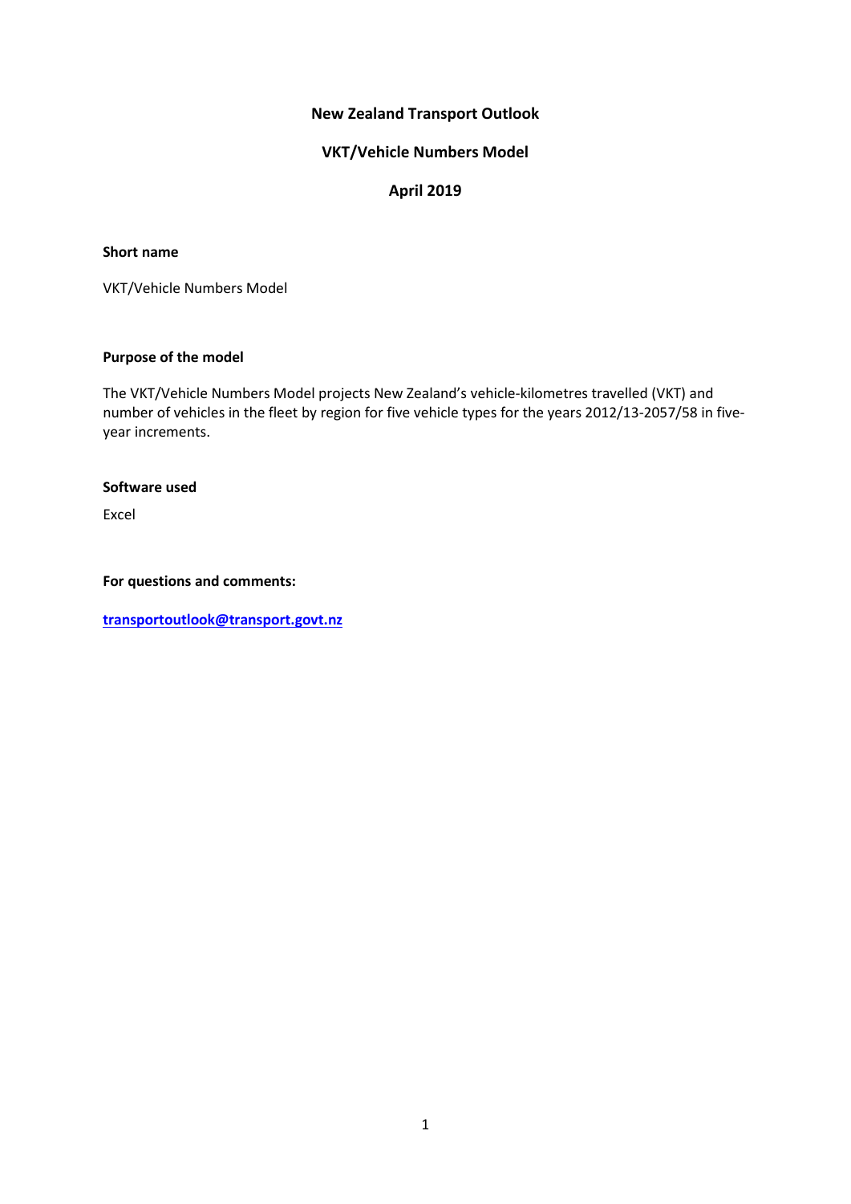# New Zealand Transport Outlook

## VKT/Vehicle Numbers Model

## April 2019

**Short name**

VKT/Vehicle Numbers Model

**Purpose of the model**

The VKT/Vehicle Numbers Model projects New Zealand's vehicle-kilometres travelled (VKT) and number of vehicles in the fleet by region for five vehicle types for the years 2012/13-2057/58 in five-year increments.

**Software used**

Excel

**For questions and comments:**

**[transportoutlook@transport.govt.nz](mailto:transportoutlook@transport.govt.nz)**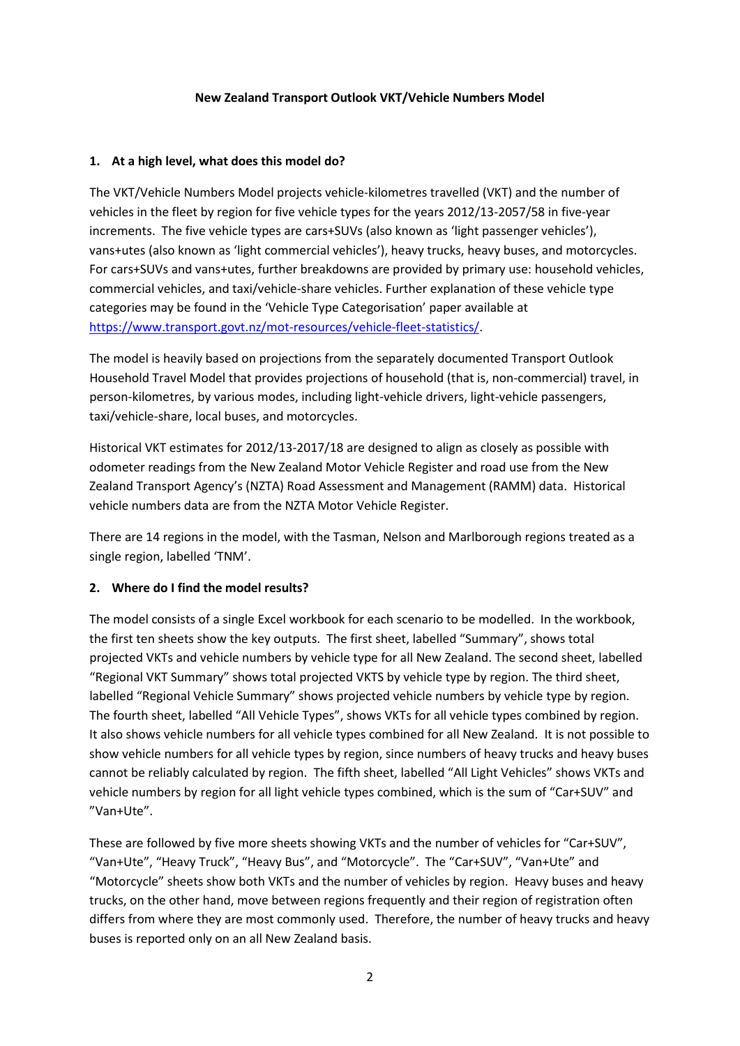**New Zealand Transport Outlook VKT/Vehicle Numbers Model**

## 1. At a high level, what does this model do?

The VKT/Vehicle Numbers Model projects vehicle-kilometres travelled (VKT) and the number of vehicles in the fleet by region for five vehicle types for the years 2012/13-2057/58 in five-year increments. The five vehicle types are cars+SUVs (also known as 'light passenger vehicles'), vans+utes (also known as 'light commercial vehicles'), heavy trucks, heavy buses, and motorcycles. For cars+SUVs and vans+utes, further breakdowns are provided by primary use: household vehicles, commercial vehicles, and taxi/vehicle-share vehicles. Further explanation of these vehicle type categories may be found in the 'Vehicle Type Categorisation' paper available at https://www.transport.govt.nz/mot-resources/vehicle-fleet-statistics/.

The model is heavily based on projections from the separately documented Transport Outlook Household Travel Model that provides projections of household (that is, non-commercial) travel, in person-kilometres, by various modes, including light-vehicle drivers, light-vehicle passengers, taxi/vehicle-share, local buses, and motorcycles.

Historical VKT estimates for 2012/13-2017/18 are designed to align as closely as possible with odometer readings from the New Zealand Motor Vehicle Register and road use from the New Zealand Transport Agency's (NZTA) Road Assessment and Management (RAMM) data. Historical vehicle numbers data are from the NZTA Motor Vehicle Register.

There are 14 regions in the model, with the Tasman, Nelson and Marlborough regions treated as a single region, labelled 'TNM'.

## 2. Where do I find the model results?

The model consists of a single Excel workbook for each scenario to be modelled. In the workbook, the first ten sheets show the key outputs. The first sheet, labelled "Summary", shows total projected VKTs and vehicle numbers by vehicle type for all New Zealand. The second sheet, labelled "Regional VKT Summary" shows total projected VKTS by vehicle type by region. The third sheet, labelled "Regional Vehicle Summary" shows projected vehicle numbers by vehicle type by region. The fourth sheet, labelled "All Vehicle Types", shows VKTs for all vehicle types combined by region. It also shows vehicle numbers for all vehicle types combined for all New Zealand. It is not possible to show vehicle numbers for all vehicle types by region, since numbers of heavy trucks and heavy buses cannot be reliably calculated by region. The fifth sheet, labelled "All Light Vehicles" shows VKTs and vehicle numbers by region for all light vehicle types combined, which is the sum of "Car+SUV" and "Van+Ute".

These are followed by five more sheets showing VKTs and the number of vehicles for "Car+SUV", "Van+Ute", "Heavy Truck", "Heavy Bus", and "Motorcycle". The "Car+SUV", "Van+Ute" and "Motorcycle" sheets show both VKTs and the number of vehicles by region. Heavy buses and heavy trucks, on the other hand, move between regions frequently and their region of registration often differs from where they are most commonly used. Therefore, the number of heavy trucks and heavy buses is reported only on an all New Zealand basis.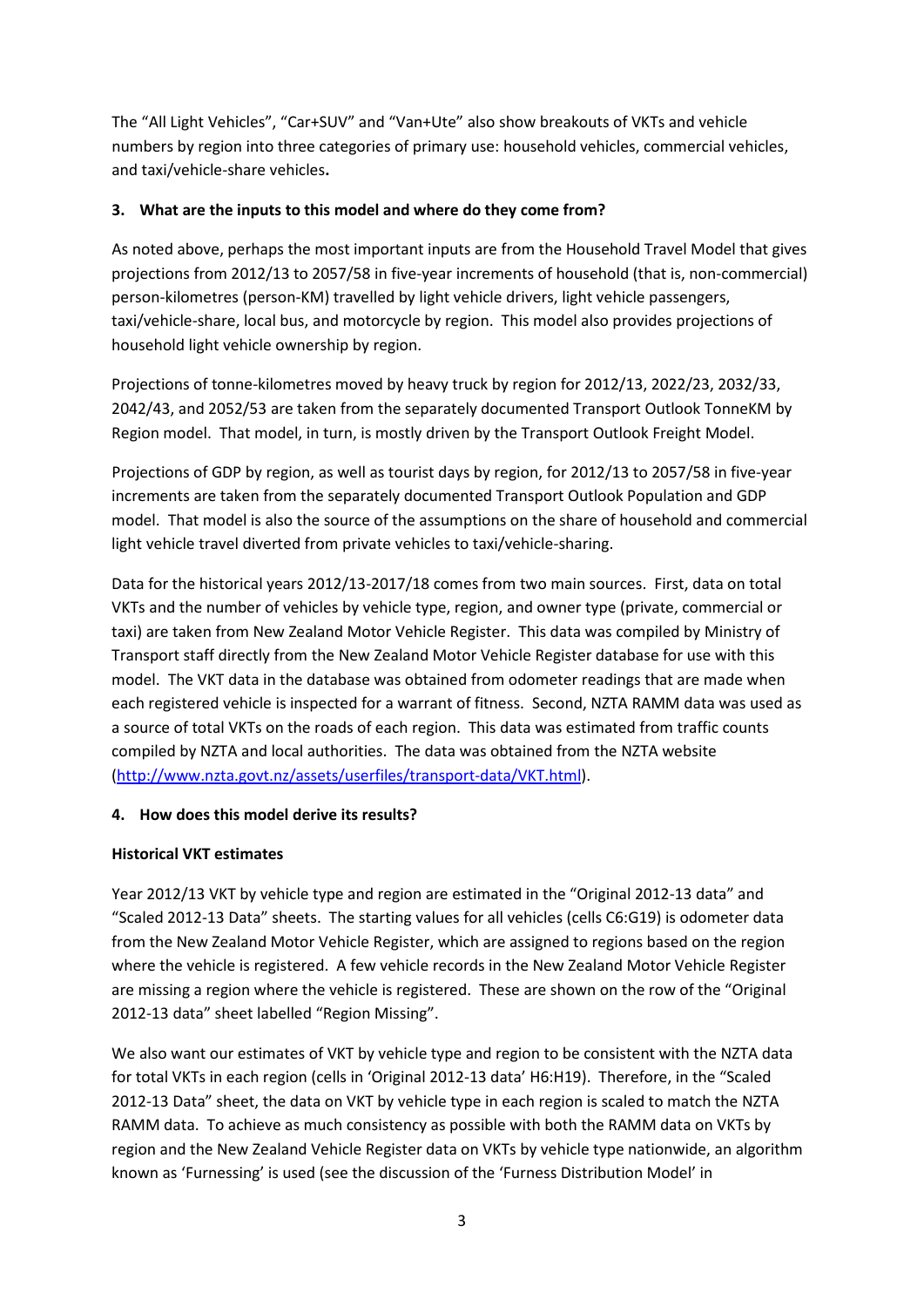The “All Light Vehicles”, “Car+SUV” and “Van+Ute” also show breakouts of VKTs and vehicle numbers by region into three categories of primary use: household vehicles, commercial vehicles, and taxi/vehicle-share vehicles**.**

### 3. What are the inputs to this model and where do they come from?

As noted above, perhaps the most important inputs are from the Household Travel Model that gives projections from 2012/13 to 2057/58 in five-year increments of household (that is, non-commercial) person-kilometres (person-KM) travelled by light vehicle drivers, light vehicle passengers, taxi/vehicle-share, local bus, and motorcycle by region. This model also provides projections of household light vehicle ownership by region.

Projections of tonne-kilometres moved by heavy truck by region for 2012/13, 2022/23, 2032/33, 2042/43, and 2052/53 are taken from the separately documented Transport Outlook TonneKM by Region model. That model, in turn, is mostly driven by the Transport Outlook Freight Model.

Projections of GDP by region, as well as tourist days by region, for 2012/13 to 2057/58 in five-year increments are taken from the separately documented Transport Outlook Population and GDP model. That model is also the source of the assumptions on the share of household and commercial light vehicle travel diverted from private vehicles to taxi/vehicle-sharing.

Data for the historical years 2012/13-2017/18 comes from two main sources. First, data on total VKTs and the number of vehicles by vehicle type, region, and owner type (private, commercial or taxi) are taken from New Zealand Motor Vehicle Register. This data was compiled by Ministry of Transport staff directly from the New Zealand Motor Vehicle Register database for use with this model. The VKT data in the database was obtained from odometer readings that are made when each registered vehicle is inspected for a warrant of fitness. Second, NZTA RAMM data was used as a source of total VKTs on the roads of each region. This data was estimated from traffic counts compiled by NZTA and local authorities. The data was obtained from the NZTA website (http://www.nzta.govt.nz/assets/userfiles/transport-data/VKT.html).

### 4. How does this model derive its results?

**Historical VKT estimates**

Year 2012/13 VKT by vehicle type and region are estimated in the “Original 2012-13 data” and “Scaled 2012-13 Data” sheets. The starting values for all vehicles (cells C6:G19) is odometer data from the New Zealand Motor Vehicle Register, which are assigned to regions based on the region where the vehicle is registered. A few vehicle records in the New Zealand Motor Vehicle Register are missing a region where the vehicle is registered. These are shown on the row of the “Original 2012-13 data” sheet labelled “Region Missing”.

We also want our estimates of VKT by vehicle type and region to be consistent with the NZTA data for total VKTs in each region (cells in ‘Original 2012-13 data’ H6:H19). Therefore, in the “Scaled 2012-13 Data” sheet, the data on VKT by vehicle type in each region is scaled to match the NZTA RAMM data. To achieve as much consistency as possible with both the RAMM data on VKTs by region and the New Zealand Vehicle Register data on VKTs by vehicle type nationwide, an algorithm known as ‘Furnessing’ is used (see the discussion of the ‘Furness Distribution Model’ in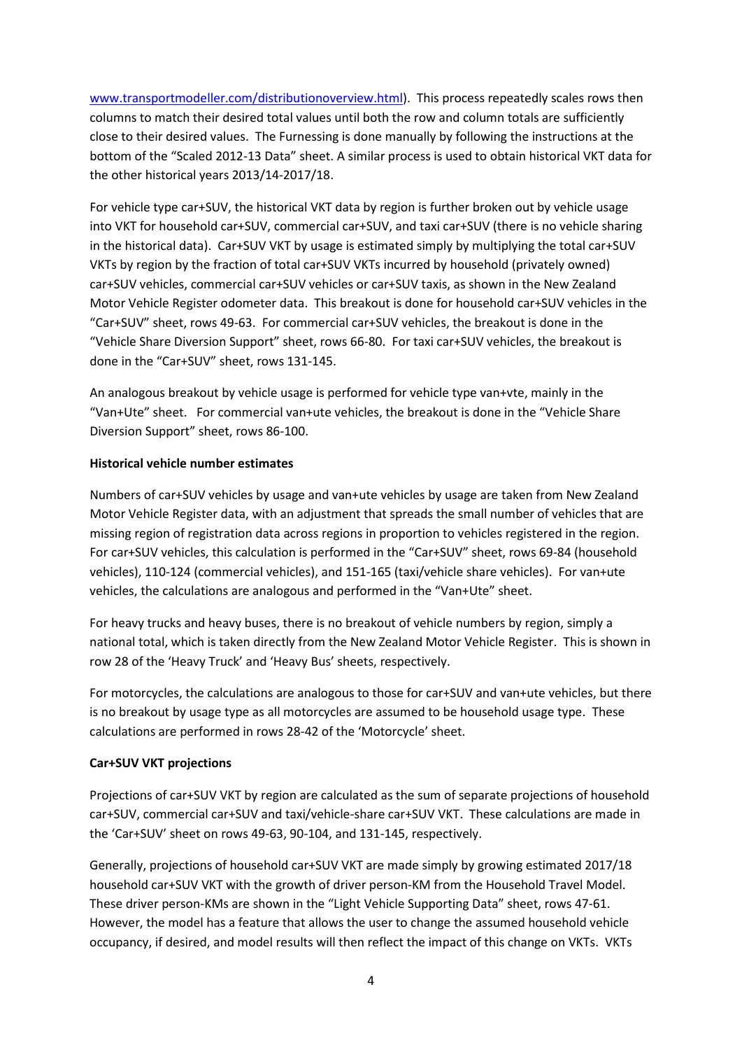www.transportmodeller.com/distributionoverview.html). This process repeatedly scales rows then columns to match their desired total values until both the row and column totals are sufficiently close to their desired values. The Furnessing is done manually by following the instructions at the bottom of the "Scaled 2012-13 Data" sheet. A similar process is used to obtain historical VKT data for the other historical years 2013/14-2017/18.

For vehicle type car+SUV, the historical VKT data by region is further broken out by vehicle usage into VKT for household car+SUV, commercial car+SUV, and taxi car+SUV (there is no vehicle sharing in the historical data). Car+SUV VKT by usage is estimated simply by multiplying the total car+SUV VKTs by region by the fraction of total car+SUV VKTs incurred by household (privately owned) car+SUV vehicles, commercial car+SUV vehicles or car+SUV taxis, as shown in the New Zealand Motor Vehicle Register odometer data. This breakout is done for household car+SUV vehicles in the "Car+SUV" sheet, rows 49-63. For commercial car+SUV vehicles, the breakout is done in the "Vehicle Share Diversion Support" sheet, rows 66-80. For taxi car+SUV vehicles, the breakout is done in the "Car+SUV" sheet, rows 131-145.

An analogous breakout by vehicle usage is performed for vehicle type van+vte, mainly in the "Van+Ute" sheet. For commercial van+ute vehicles, the breakout is done in the "Vehicle Share Diversion Support" sheet, rows 86-100.

**Historical vehicle number estimates**

Numbers of car+SUV vehicles by usage and van+ute vehicles by usage are taken from New Zealand Motor Vehicle Register data, with an adjustment that spreads the small number of vehicles that are missing region of registration data across regions in proportion to vehicles registered in the region. For car+SUV vehicles, this calculation is performed in the "Car+SUV" sheet, rows 69-84 (household vehicles), 110-124 (commercial vehicles), and 151-165 (taxi/vehicle share vehicles). For van+ute vehicles, the calculations are analogous and performed in the "Van+Ute" sheet.

For heavy trucks and heavy buses, there is no breakout of vehicle numbers by region, simply a national total, which is taken directly from the New Zealand Motor Vehicle Register. This is shown in row 28 of the 'Heavy Truck' and 'Heavy Bus' sheets, respectively.

For motorcycles, the calculations are analogous to those for car+SUV and van+ute vehicles, but there is no breakout by usage type as all motorcycles are assumed to be household usage type. These calculations are performed in rows 28-42 of the 'Motorcycle' sheet.

**Car+SUV VKT projections**

Projections of car+SUV VKT by region are calculated as the sum of separate projections of household car+SUV, commercial car+SUV and taxi/vehicle-share car+SUV VKT. These calculations are made in the 'Car+SUV' sheet on rows 49-63, 90-104, and 131-145, respectively.

Generally, projections of household car+SUV VKT are made simply by growing estimated 2017/18 household car+SUV VKT with the growth of driver person-KM from the Household Travel Model. These driver person-KMs are shown in the "Light Vehicle Supporting Data" sheet, rows 47-61. However, the model has a feature that allows the user to change the assumed household vehicle occupancy, if desired, and model results will then reflect the impact of this change on VKTs. VKTs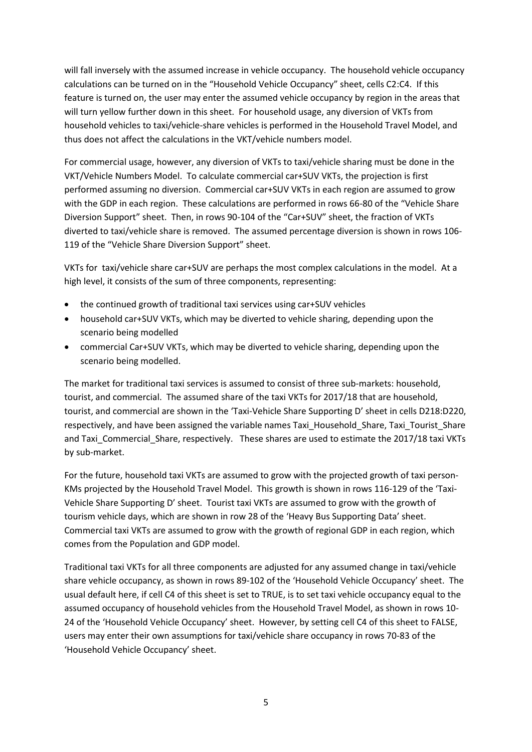will fall inversely with the assumed increase in vehicle occupancy. The household vehicle occupancy calculations can be turned on in the "Household Vehicle Occupancy" sheet, cells C2:C4. If this feature is turned on, the user may enter the assumed vehicle occupancy by region in the areas that will turn yellow further down in this sheet. For household usage, any diversion of VKTs from household vehicles to taxi/vehicle-share vehicles is performed in the Household Travel Model, and thus does not affect the calculations in the VKT/vehicle numbers model.

For commercial usage, however, any diversion of VKTs to taxi/vehicle sharing must be done in the VKT/Vehicle Numbers Model. To calculate commercial car+SUV VKTs, the projection is first performed assuming no diversion. Commercial car+SUV VKTs in each region are assumed to grow with the GDP in each region. These calculations are performed in rows 66-80 of the "Vehicle Share Diversion Support" sheet. Then, in rows 90-104 of the "Car+SUV" sheet, the fraction of VKTs diverted to taxi/vehicle share is removed. The assumed percentage diversion is shown in rows 106-119 of the "Vehicle Share Diversion Support" sheet.

VKTs for taxi/vehicle share car+SUV are perhaps the most complex calculations in the model. At a high level, it consists of the sum of three components, representing:

- the continued growth of traditional taxi services using car+SUV vehicles
- household car+SUV VKTs, which may be diverted to vehicle sharing, depending upon the scenario being modelled
- commercial Car+SUV VKTs, which may be diverted to vehicle sharing, depending upon the scenario being modelled.

The market for traditional taxi services is assumed to consist of three sub-markets: household, tourist, and commercial. The assumed share of the taxi VKTs for 2017/18 that are household, tourist, and commercial are shown in the 'Taxi-Vehicle Share Supporting D' sheet in cells D218:D220, respectively, and have been assigned the variable names Taxi_Household_Share, Taxi_Tourist_Share and Taxi_Commercial_Share, respectively. These shares are used to estimate the 2017/18 taxi VKTs by sub-market.

For the future, household taxi VKTs are assumed to grow with the projected growth of taxi person-KMs projected by the Household Travel Model. This growth is shown in rows 116-129 of the 'Taxi-Vehicle Share Supporting D' sheet. Tourist taxi VKTs are assumed to grow with the growth of tourism vehicle days, which are shown in row 28 of the 'Heavy Bus Supporting Data' sheet. Commercial taxi VKTs are assumed to grow with the growth of regional GDP in each region, which comes from the Population and GDP model.

Traditional taxi VKTs for all three components are adjusted for any assumed change in taxi/vehicle share vehicle occupancy, as shown in rows 89-102 of the 'Household Vehicle Occupancy' sheet. The usual default here, if cell C4 of this sheet is set to TRUE, is to set taxi vehicle occupancy equal to the assumed occupancy of household vehicles from the Household Travel Model, as shown in rows 10-24 of the 'Household Vehicle Occupancy' sheet. However, by setting cell C4 of this sheet to FALSE, users may enter their own assumptions for taxi/vehicle share occupancy in rows 70-83 of the 'Household Vehicle Occupancy' sheet.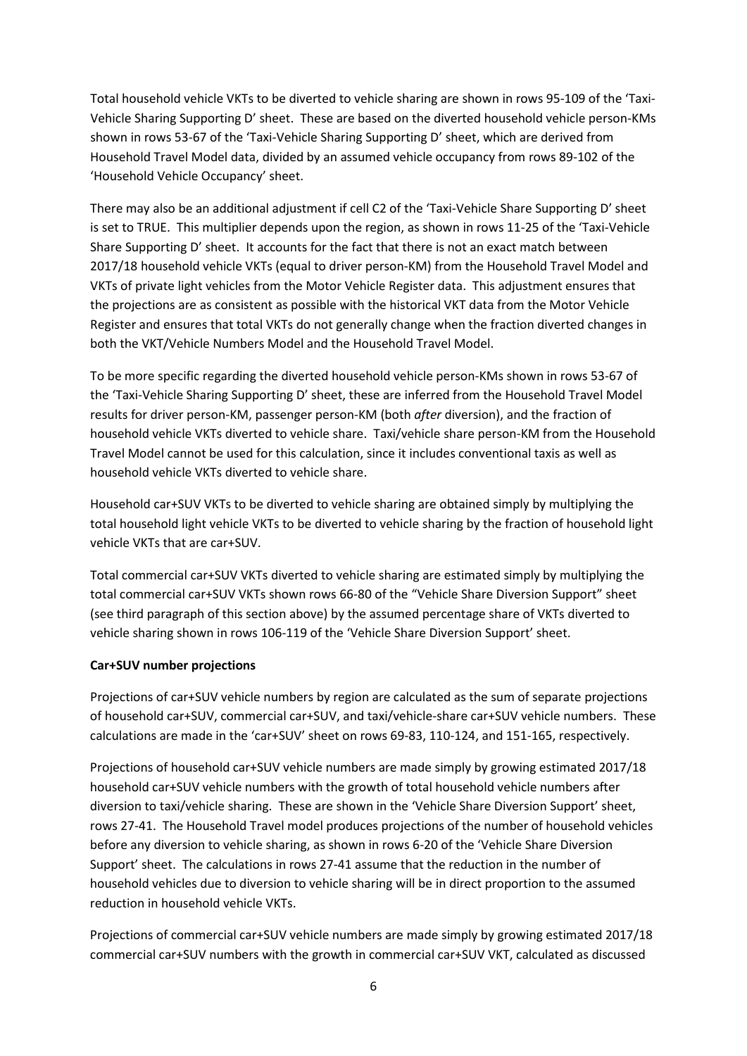Total household vehicle VKTs to be diverted to vehicle sharing are shown in rows 95-109 of the 'Taxi-Vehicle Sharing Supporting D' sheet. These are based on the diverted household vehicle person-KMs shown in rows 53-67 of the 'Taxi-Vehicle Sharing Supporting D' sheet, which are derived from Household Travel Model data, divided by an assumed vehicle occupancy from rows 89-102 of the 'Household Vehicle Occupancy' sheet.

There may also be an additional adjustment if cell C2 of the 'Taxi-Vehicle Share Supporting D' sheet is set to TRUE. This multiplier depends upon the region, as shown in rows 11-25 of the 'Taxi-Vehicle Share Supporting D' sheet. It accounts for the fact that there is not an exact match between 2017/18 household vehicle VKTs (equal to driver person-KM) from the Household Travel Model and VKTs of private light vehicles from the Motor Vehicle Register data. This adjustment ensures that the projections are as consistent as possible with the historical VKT data from the Motor Vehicle Register and ensures that total VKTs do not generally change when the fraction diverted changes in both the VKT/Vehicle Numbers Model and the Household Travel Model.

To be more specific regarding the diverted household vehicle person-KMs shown in rows 53-67 of the 'Taxi-Vehicle Sharing Supporting D' sheet, these are inferred from the Household Travel Model results for driver person-KM, passenger person-KM (both *after* diversion), and the fraction of household vehicle VKTs diverted to vehicle share. Taxi/vehicle share person-KM from the Household Travel Model cannot be used for this calculation, since it includes conventional taxis as well as household vehicle VKTs diverted to vehicle share.

Household car+SUV VKTs to be diverted to vehicle sharing are obtained simply by multiplying the total household light vehicle VKTs to be diverted to vehicle sharing by the fraction of household light vehicle VKTs that are car+SUV.

Total commercial car+SUV VKTs diverted to vehicle sharing are estimated simply by multiplying the total commercial car+SUV VKTs shown rows 66-80 of the "Vehicle Share Diversion Support" sheet (see third paragraph of this section above) by the assumed percentage share of VKTs diverted to vehicle sharing shown in rows 106-119 of the 'Vehicle Share Diversion Support' sheet.

**Car+SUV number projections**

Projections of car+SUV vehicle numbers by region are calculated as the sum of separate projections of household car+SUV, commercial car+SUV, and taxi/vehicle-share car+SUV vehicle numbers. These calculations are made in the 'car+SUV' sheet on rows 69-83, 110-124, and 151-165, respectively.

Projections of household car+SUV vehicle numbers are made simply by growing estimated 2017/18 household car+SUV vehicle numbers with the growth of total household vehicle numbers after diversion to taxi/vehicle sharing. These are shown in the 'Vehicle Share Diversion Support' sheet, rows 27-41. The Household Travel model produces projections of the number of household vehicles before any diversion to vehicle sharing, as shown in rows 6-20 of the 'Vehicle Share Diversion Support' sheet. The calculations in rows 27-41 assume that the reduction in the number of household vehicles due to diversion to vehicle sharing will be in direct proportion to the assumed reduction in household vehicle VKTs.

Projections of commercial car+SUV vehicle numbers are made simply by growing estimated 2017/18 commercial car+SUV numbers with the growth in commercial car+SUV VKT, calculated as discussed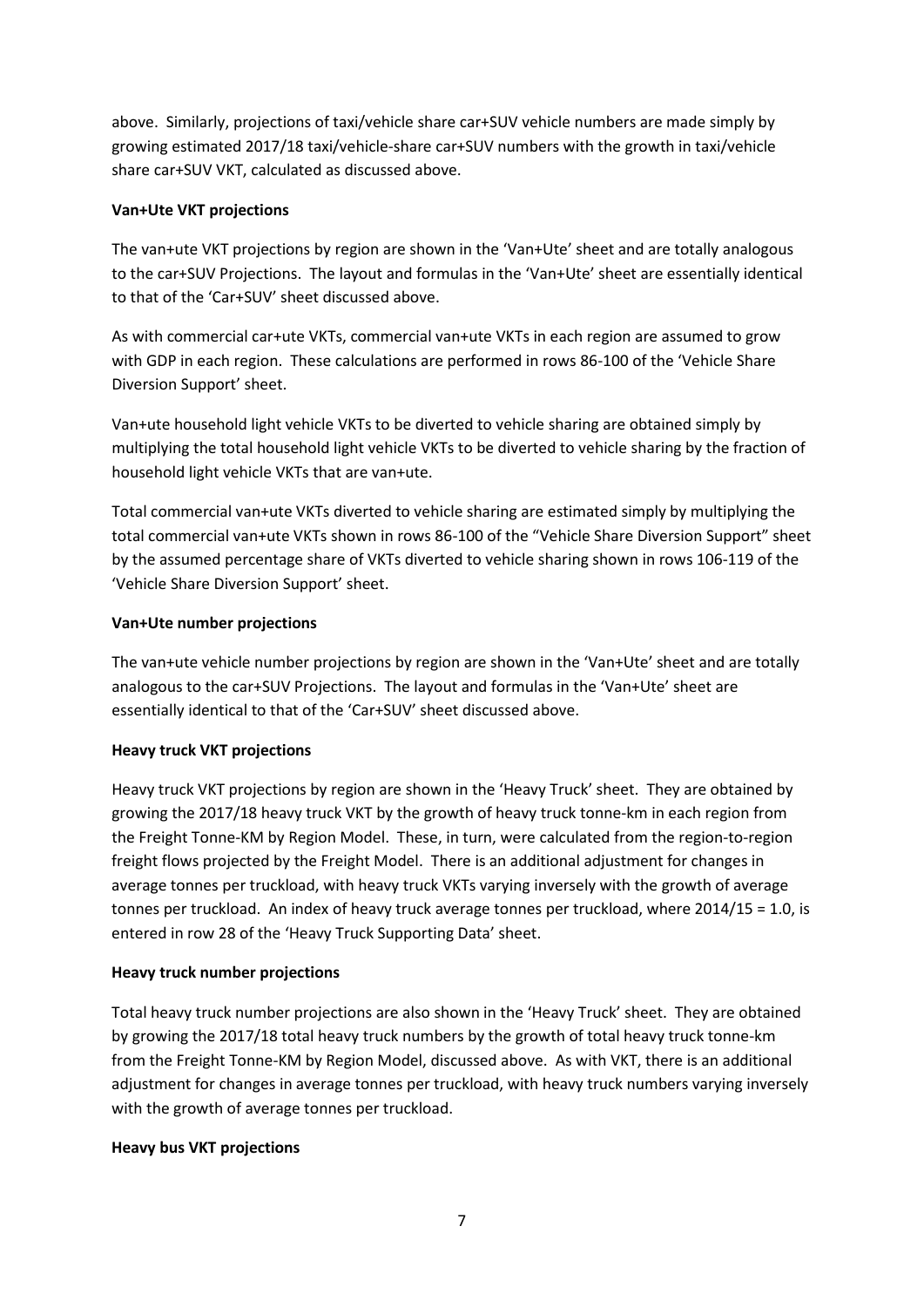above. Similarly, projections of taxi/vehicle share car+SUV vehicle numbers are made simply by growing estimated 2017/18 taxi/vehicle-share car+SUV numbers with the growth in taxi/vehicle share car+SUV VKT, calculated as discussed above.

**Van+Ute VKT projections**

The van+ute VKT projections by region are shown in the 'Van+Ute' sheet and are totally analogous to the car+SUV Projections. The layout and formulas in the 'Van+Ute' sheet are essentially identical to that of the 'Car+SUV' sheet discussed above.

As with commercial car+ute VKTs, commercial van+ute VKTs in each region are assumed to grow with GDP in each region. These calculations are performed in rows 86-100 of the 'Vehicle Share Diversion Support' sheet.

Van+ute household light vehicle VKTs to be diverted to vehicle sharing are obtained simply by multiplying the total household light vehicle VKTs to be diverted to vehicle sharing by the fraction of household light vehicle VKTs that are van+ute.

Total commercial van+ute VKTs diverted to vehicle sharing are estimated simply by multiplying the total commercial van+ute VKTs shown in rows 86-100 of the "Vehicle Share Diversion Support" sheet by the assumed percentage share of VKTs diverted to vehicle sharing shown in rows 106-119 of the 'Vehicle Share Diversion Support' sheet.

**Van+Ute number projections**

The van+ute vehicle number projections by region are shown in the 'Van+Ute' sheet and are totally analogous to the car+SUV Projections. The layout and formulas in the 'Van+Ute' sheet are essentially identical to that of the 'Car+SUV' sheet discussed above.

**Heavy truck VKT projections**

Heavy truck VKT projections by region are shown in the 'Heavy Truck' sheet. They are obtained by growing the 2017/18 heavy truck VKT by the growth of heavy truck tonne-km in each region from the Freight Tonne-KM by Region Model. These, in turn, were calculated from the region-to-region freight flows projected by the Freight Model. There is an additional adjustment for changes in average tonnes per truckload, with heavy truck VKTs varying inversely with the growth of average tonnes per truckload. An index of heavy truck average tonnes per truckload, where 2014/15 = 1.0, is entered in row 28 of the 'Heavy Truck Supporting Data' sheet.

**Heavy truck number projections**

Total heavy truck number projections are also shown in the 'Heavy Truck' sheet. They are obtained by growing the 2017/18 total heavy truck numbers by the growth of total heavy truck tonne-km from the Freight Tonne-KM by Region Model, discussed above. As with VKT, there is an additional adjustment for changes in average tonnes per truckload, with heavy truck numbers varying inversely with the growth of average tonnes per truckload.

**Heavy bus VKT projections**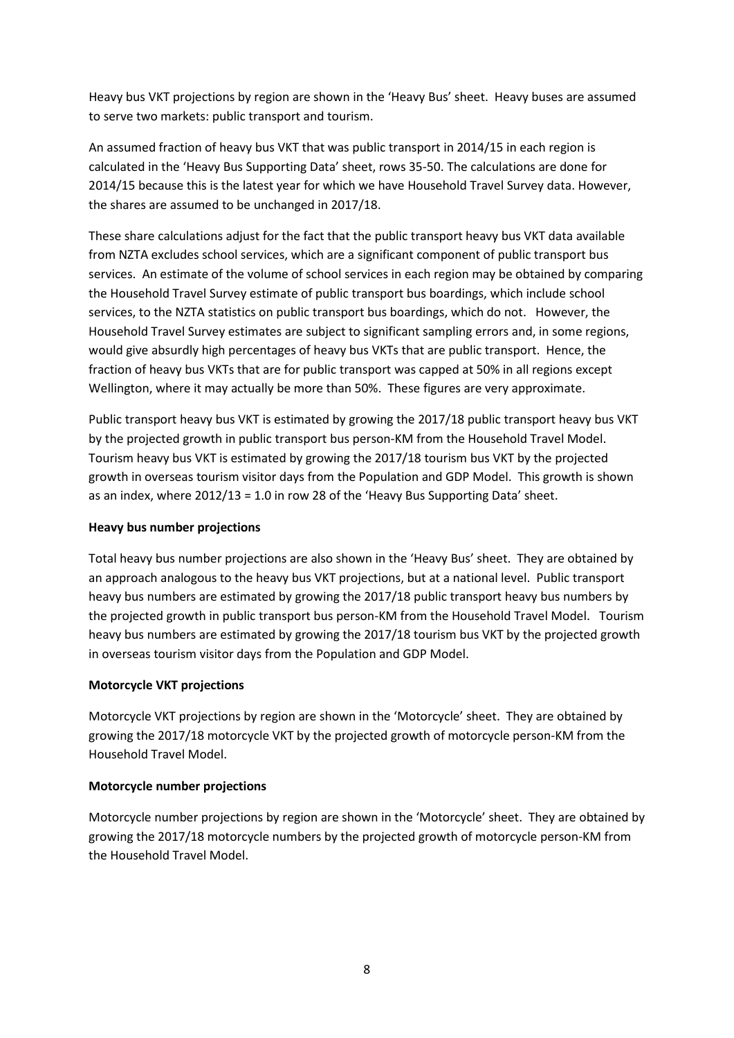Heavy bus VKT projections by region are shown in the 'Heavy Bus' sheet. Heavy buses are assumed to serve two markets: public transport and tourism.

An assumed fraction of heavy bus VKT that was public transport in 2014/15 in each region is calculated in the 'Heavy Bus Supporting Data' sheet, rows 35-50. The calculations are done for 2014/15 because this is the latest year for which we have Household Travel Survey data. However, the shares are assumed to be unchanged in 2017/18.

These share calculations adjust for the fact that the public transport heavy bus VKT data available from NZTA excludes school services, which are a significant component of public transport bus services. An estimate of the volume of school services in each region may be obtained by comparing the Household Travel Survey estimate of public transport bus boardings, which include school services, to the NZTA statistics on public transport bus boardings, which do not. However, the Household Travel Survey estimates are subject to significant sampling errors and, in some regions, would give absurdly high percentages of heavy bus VKTs that are public transport. Hence, the fraction of heavy bus VKTs that are for public transport was capped at 50% in all regions except Wellington, where it may actually be more than 50%. These figures are very approximate.

Public transport heavy bus VKT is estimated by growing the 2017/18 public transport heavy bus VKT by the projected growth in public transport bus person-KM from the Household Travel Model. Tourism heavy bus VKT is estimated by growing the 2017/18 tourism bus VKT by the projected growth in overseas tourism visitor days from the Population and GDP Model. This growth is shown as an index, where 2012/13 = 1.0 in row 28 of the 'Heavy Bus Supporting Data' sheet.

**Heavy bus number projections**

Total heavy bus number projections are also shown in the 'Heavy Bus' sheet. They are obtained by an approach analogous to the heavy bus VKT projections, but at a national level. Public transport heavy bus numbers are estimated by growing the 2017/18 public transport heavy bus numbers by the projected growth in public transport bus person-KM from the Household Travel Model. Tourism heavy bus numbers are estimated by growing the 2017/18 tourism bus VKT by the projected growth in overseas tourism visitor days from the Population and GDP Model.

**Motorcycle VKT projections**

Motorcycle VKT projections by region are shown in the 'Motorcycle' sheet. They are obtained by growing the 2017/18 motorcycle VKT by the projected growth of motorcycle person-KM from the Household Travel Model.

**Motorcycle number projections**

Motorcycle number projections by region are shown in the 'Motorcycle' sheet. They are obtained by growing the 2017/18 motorcycle numbers by the projected growth of motorcycle person-KM from the Household Travel Model.